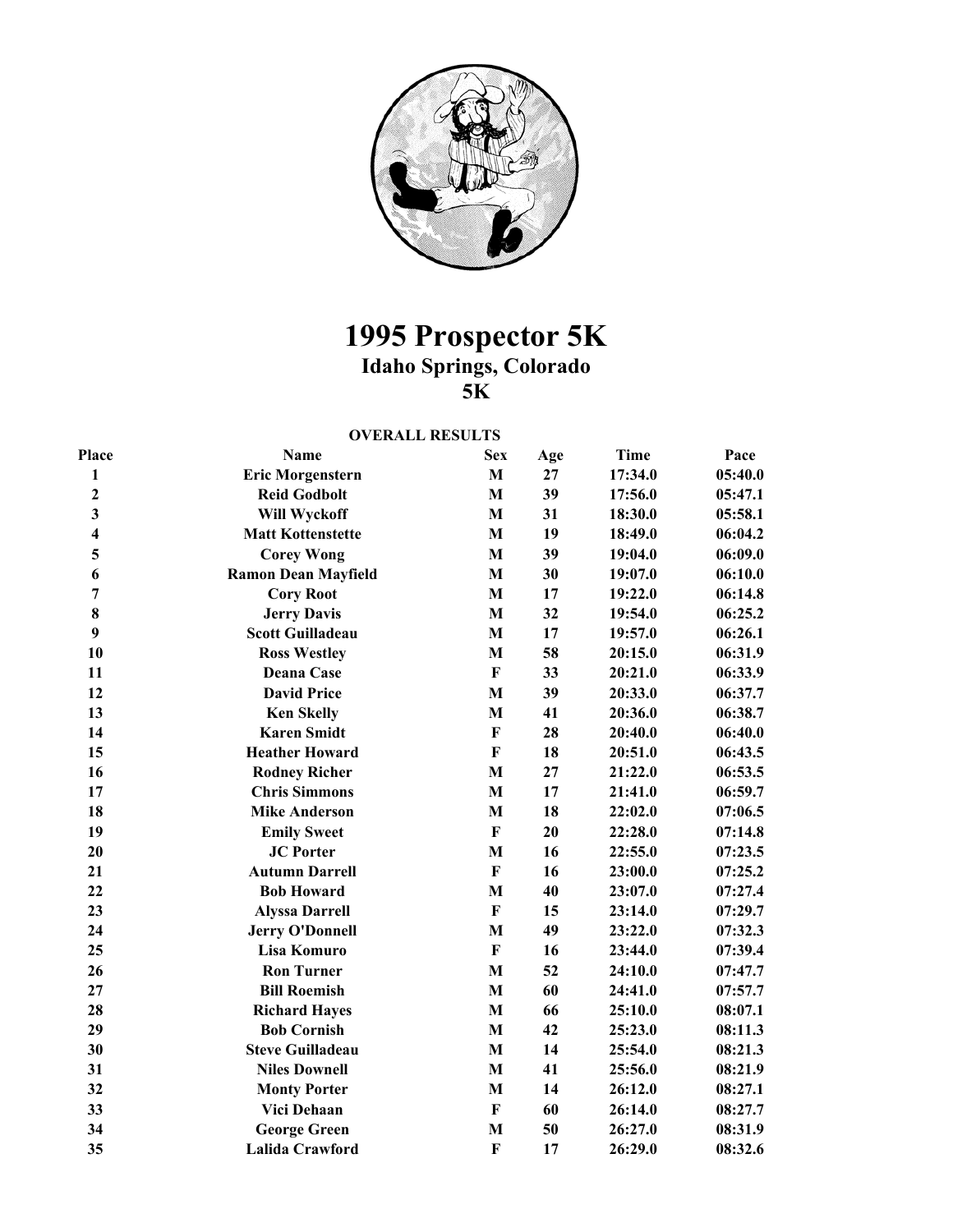# 1995 Prospector 5K

## Idaho Springs, Colorado

## 5K

**OVERALL RESULTS**

| Place | Name | Sex | Age | Time | Pace |
|---|---|---|---|---|---|
| 1 | Eric Morgenstern | M | 27 | 17:34.0 | 05:40.0 |
| 2 | Reid Godbolt | M | 39 | 17:56.0 | 05:47.1 |
| 3 | Will Wyckoff | M | 31 | 18:30.0 | 05:58.1 |
| 4 | Matt Kottenstette | M | 19 | 18:49.0 | 06:04.2 |
| 5 | Corey Wong | M | 39 | 19:04.0 | 06:09.0 |
| 6 | Ramon Dean Mayfield | M | 30 | 19:07.0 | 06:10.0 |
| 7 | Cory Root | M | 17 | 19:22.0 | 06:14.8 |
| 8 | Jerry Davis | M | 32 | 19:54.0 | 06:25.2 |
| 9 | Scott Guilladeau | M | 17 | 19:57.0 | 06:26.1 |
| 10 | Ross Westley | M | 58 | 20:15.0 | 06:31.9 |
| 11 | Deana Case | F | 33 | 20:21.0 | 06:33.9 |
| 12 | David Price | M | 39 | 20:33.0 | 06:37.7 |
| 13 | Ken Skelly | M | 41 | 20:36.0 | 06:38.7 |
| 14 | Karen Smidt | F | 28 | 20:40.0 | 06:40.0 |
| 15 | Heather Howard | F | 18 | 20:51.0 | 06:43.5 |
| 16 | Rodney Richer | M | 27 | 21:22.0 | 06:53.5 |
| 17 | Chris Simmons | M | 17 | 21:41.0 | 06:59.7 |
| 18 | Mike Anderson | M | 18 | 22:02.0 | 07:06.5 |
| 19 | Emily Sweet | F | 20 | 22:28.0 | 07:14.8 |
| 20 | JC Porter | M | 16 | 22:55.0 | 07:23.5 |
| 21 | Autumn Darrell | F | 16 | 23:00.0 | 07:25.2 |
| 22 | Bob Howard | M | 40 | 23:07.0 | 07:27.4 |
| 23 | Alyssa Darrell | F | 15 | 23:14.0 | 07:29.7 |
| 24 | Jerry O'Donnell | M | 49 | 23:22.0 | 07:32.3 |
| 25 | Lisa Komuro | F | 16 | 23:44.0 | 07:39.4 |
| 26 | Ron Turner | M | 52 | 24:10.0 | 07:47.7 |
| 27 | Bill Roemish | M | 60 | 24:41.0 | 07:57.7 |
| 28 | Richard Hayes | M | 66 | 25:10.0 | 08:07.1 |
| 29 | Bob Cornish | M | 42 | 25:23.0 | 08:11.3 |
| 30 | Steve Guilladeau | M | 14 | 25:54.0 | 08:21.3 |
| 31 | Niles Downell | M | 41 | 25:56.0 | 08:21.9 |
| 32 | Monty Porter | M | 14 | 26:12.0 | 08:27.1 |
| 33 | Vici Dehaan | F | 60 | 26:14.0 | 08:27.7 |
| 34 | George Green | M | 50 | 26:27.0 | 08:31.9 |
| 35 | Lalida Crawford | F | 17 | 26:29.0 | 08:32.6 |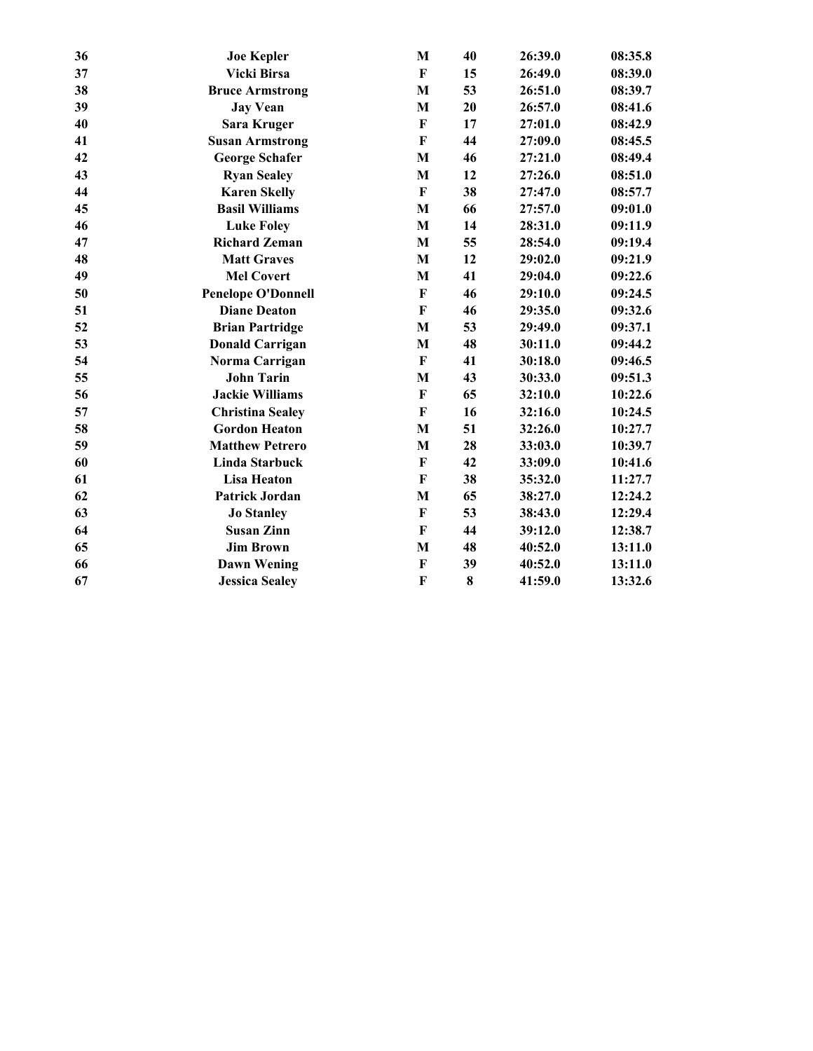| | | | | | |
|---|---|---|---|---|---|
| 36 | Joe Kepler | M | 40 | 26:39.0 | 08:35.8 |
| 37 | Vicki Birsa | F | 15 | 26:49.0 | 08:39.0 |
| 38 | Bruce Armstrong | M | 53 | 26:51.0 | 08:39.7 |
| 39 | Jay Vean | M | 20 | 26:57.0 | 08:41.6 |
| 40 | Sara Kruger | F | 17 | 27:01.0 | 08:42.9 |
| 41 | Susan Armstrong | F | 44 | 27:09.0 | 08:45.5 |
| 42 | George Schafer | M | 46 | 27:21.0 | 08:49.4 |
| 43 | Ryan Sealey | M | 12 | 27:26.0 | 08:51.0 |
| 44 | Karen Skelly | F | 38 | 27:47.0 | 08:57.7 |
| 45 | Basil Williams | M | 66 | 27:57.0 | 09:01.0 |
| 46 | Luke Foley | M | 14 | 28:31.0 | 09:11.9 |
| 47 | Richard Zeman | M | 55 | 28:54.0 | 09:19.4 |
| 48 | Matt Graves | M | 12 | 29:02.0 | 09:21.9 |
| 49 | Mel Covert | M | 41 | 29:04.0 | 09:22.6 |
| 50 | Penelope O'Donnell | F | 46 | 29:10.0 | 09:24.5 |
| 51 | Diane Deaton | F | 46 | 29:35.0 | 09:32.6 |
| 52 | Brian Partridge | M | 53 | 29:49.0 | 09:37.1 |
| 53 | Donald Carrigan | M | 48 | 30:11.0 | 09:44.2 |
| 54 | Norma Carrigan | F | 41 | 30:18.0 | 09:46.5 |
| 55 | John Tarin | M | 43 | 30:33.0 | 09:51.3 |
| 56 | Jackie Williams | F | 65 | 32:10.0 | 10:22.6 |
| 57 | Christina Sealey | F | 16 | 32:16.0 | 10:24.5 |
| 58 | Gordon Heaton | M | 51 | 32:26.0 | 10:27.7 |
| 59 | Matthew Petrero | M | 28 | 33:03.0 | 10:39.7 |
| 60 | Linda Starbuck | F | 42 | 33:09.0 | 10:41.6 |
| 61 | Lisa Heaton | F | 38 | 35:32.0 | 11:27.7 |
| 62 | Patrick Jordan | M | 65 | 38:27.0 | 12:24.2 |
| 63 | Jo Stanley | F | 53 | 38:43.0 | 12:29.4 |
| 64 | Susan Zinn | F | 44 | 39:12.0 | 12:38.7 |
| 65 | Jim Brown | M | 48 | 40:52.0 | 13:11.0 |
| 66 | Dawn Wening | F | 39 | 40:52.0 | 13:11.0 |
| 67 | Jessica Sealey | F | 8 | 41:59.0 | 13:32.6 |